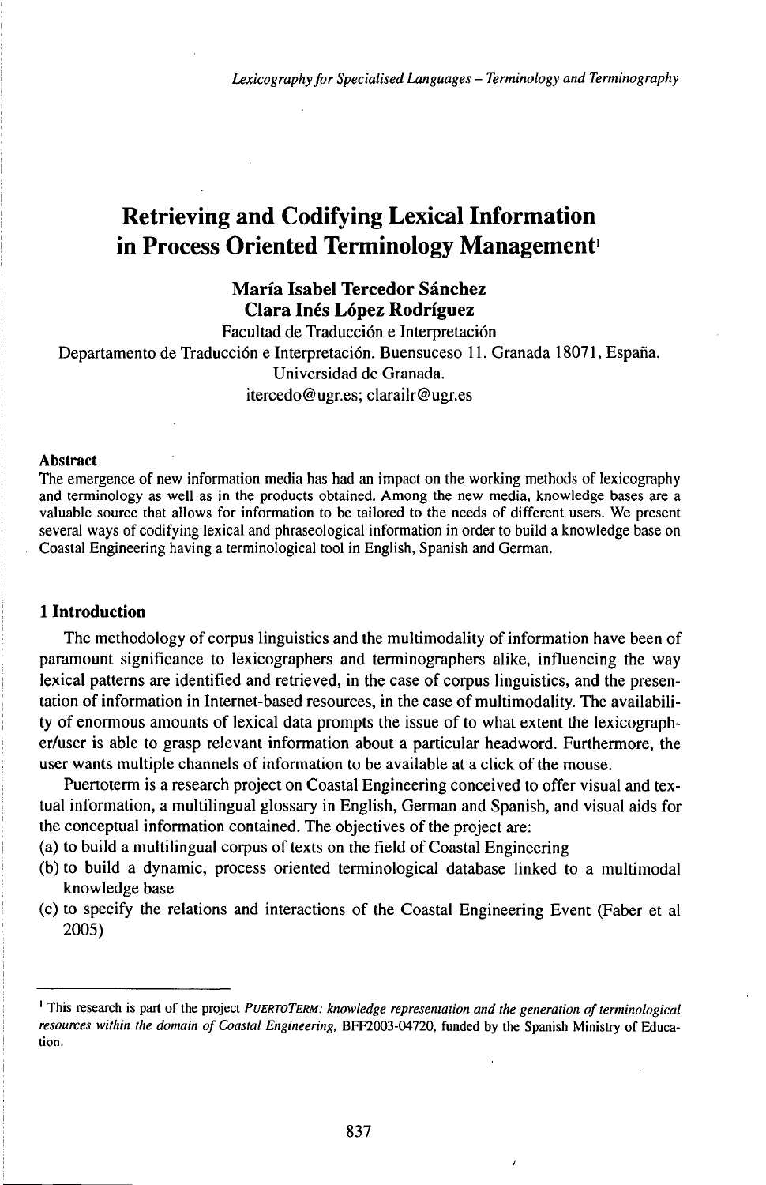# Retrieving and Codifying Lexical Information in Process Oriented Terminology Management[1]

**María Isabel Tercedor Sánchez**
**Clara Inés López Rodríguez**

Facultad de Traducción e Interpretación
Departamento de Traducción e Interpretación. Buensuceso 11. Granada 18071, España.
Universidad de Granada.
itercedo@ugr.es; clarailr@ugr.es

### Abstract

The emergence of new information media has had an impact on the working methods of lexicography and terminology as well as in the products obtained. Among the new media, knowledge bases are a valuable source that allows for information to be tailored to the needs of different users. We present several ways of codifying lexical and phraseological information in order to build a knowledge base on Coastal Engineering having a terminological tool in English, Spanish and German.

## 1 Introduction

The methodology of corpus linguistics and the multimodality of information have been of paramount significance to lexicographers and terminographers alike, influencing the way lexical patterns are identified and retrieved, in the case of corpus linguistics, and the presentation of information in Internet-based resources, in the case of multimodality. The availability of enormous amounts of lexical data prompts the issue of to what extent the lexicographer/user is able to grasp relevant information about a particular headword. Furthermore, the user wants multiple channels of information to be available at a click of the mouse.

Puertoterm is a research project on Coastal Engineering conceived to offer visual and textual information, a multilingual glossary in English, German and Spanish, and visual aids for the conceptual information contained. The objectives of the project are:

(a) to build a multilingual corpus of texts on the field of Coastal Engineering
(b) to build a dynamic, process oriented terminological database linked to a multimodal knowledge base
(c) to specify the relations and interactions of the Coastal Engineering Event (Faber et al 2005)

---

[1] This research is part of the project *PUERTOTERM: knowledge representation and the generation of terminological resources within the domain of Coastal Engineering*, BFF2003-04720, funded by the Spanish Ministry of Education.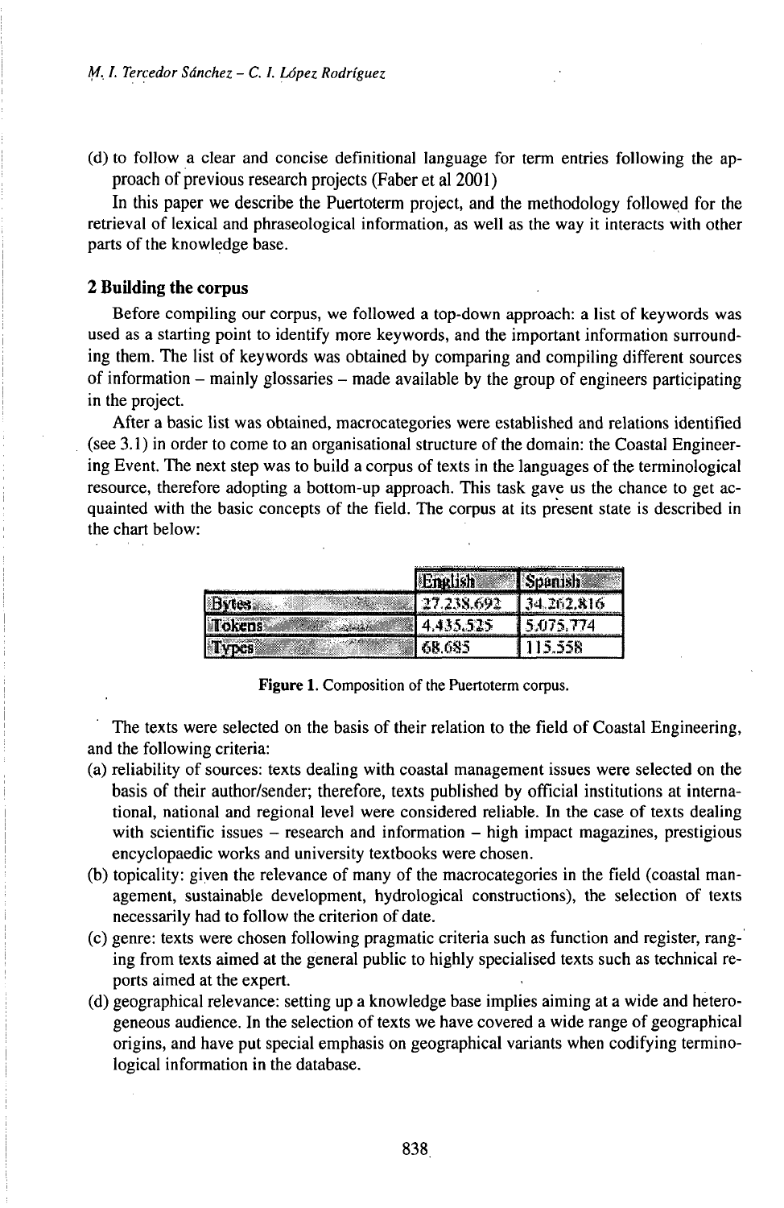(d) to follow a clear and concise definitional language for term entries following the approach of previous research projects (Faber et al 2001)

In this paper we describe the Puertoterm project, and the methodology followed for the retrieval of lexical and phraseological information, as well as the way it interacts with other parts of the knowledge base.

## 2 Building the corpus

Before compiling our corpus, we followed a top-down approach: a list of keywords was used as a starting point to identify more keywords, and the important information surrounding them. The list of keywords was obtained by comparing and compiling different sources of information – mainly glossaries – made available by the group of engineers participating in the project.

After a basic list was obtained, macrocategories were established and relations identified (see 3.1) in order to come to an organisational structure of the domain: the Coastal Engineering Event. The next step was to build a corpus of texts in the languages of the terminological resource, therefore adopting a bottom-up approach. This task gave us the chance to get acquainted with the basic concepts of the field. The corpus at its present state is described in the chart below:

| | English | Spanish |
|---|---|---|
| Bytes | 27.238.692 | 34.262.816 |
| Tokens | 4.435.525 | 5.075.774 |
| Types | 68.685 | 115.558 |

**Figure 1.** Composition of the Puertoterm corpus.

The texts were selected on the basis of their relation to the field of Coastal Engineering, and the following criteria:

(a) reliability of sources: texts dealing with coastal management issues were selected on the basis of their author/sender; therefore, texts published by official institutions at international, national and regional level were considered reliable. In the case of texts dealing with scientific issues – research and information – high impact magazines, prestigious encyclopaedic works and university textbooks were chosen.

(b) topicality: given the relevance of many of the macrocategories in the field (coastal management, sustainable development, hydrological constructions), the selection of texts necessarily had to follow the criterion of date.

(c) genre: texts were chosen following pragmatic criteria such as function and register, ranging from texts aimed at the general public to highly specialised texts such as technical reports aimed at the expert.

(d) geographical relevance: setting up a knowledge base implies aiming at a wide and heterogeneous audience. In the selection of texts we have covered a wide range of geographical origins, and have put special emphasis on geographical variants when codifying terminological information in the database.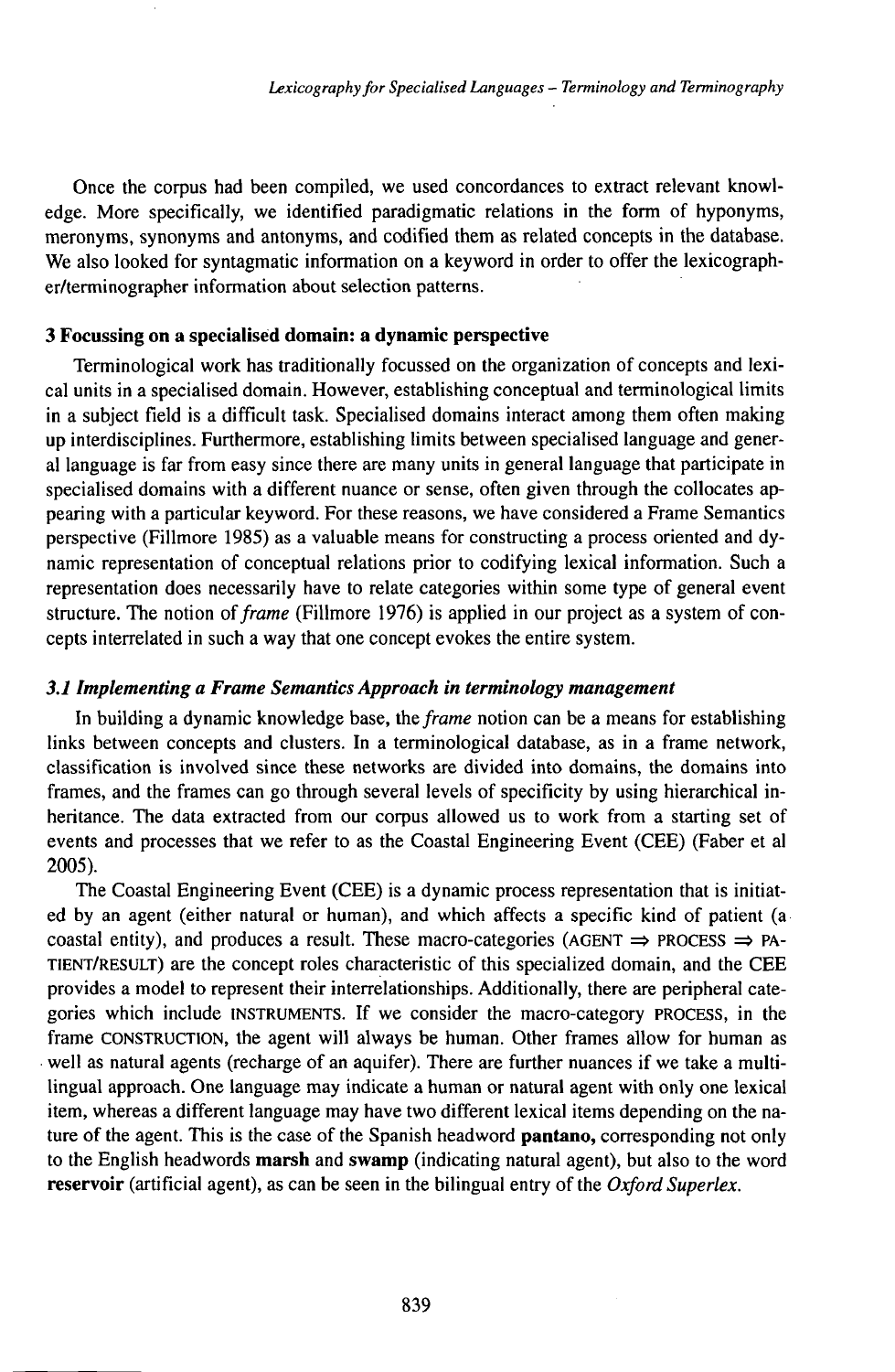Once the corpus had been compiled, we used concordances to extract relevant knowledge. More specifically, we identified paradigmatic relations in the form of hyponyms, meronyms, synonyms and antonyms, and codified them as related concepts in the database. We also looked for syntagmatic information on a keyword in order to offer the lexicographer/terminographer information about selection patterns.

### 3 Focussing on a specialised domain: a dynamic perspective

Terminological work has traditionally focussed on the organization of concepts and lexical units in a specialised domain. However, establishing conceptual and terminological limits in a subject field is a difficult task. Specialised domains interact among them often making up interdisciplines. Furthermore, establishing limits between specialised language and general language is far from easy since there are many units in general language that participate in specialised domains with a different nuance or sense, often given through the collocates appearing with a particular keyword. For these reasons, we have considered a Frame Semantics perspective (Fillmore 1985) as a valuable means for constructing a process oriented and dynamic representation of conceptual relations prior to codifying lexical information. Such a representation does necessarily have to relate categories within some type of general event structure. The notion of *frame* (Fillmore 1976) is applied in our project as a system of concepts interrelated in such a way that one concept evokes the entire system.

#### *3.1 Implementing a Frame Semantics Approach in terminology management*

In building a dynamic knowledge base, the *frame* notion can be a means for establishing links between concepts and clusters. In a terminological database, as in a frame network, classification is involved since these networks are divided into domains, the domains into frames, and the frames can go through several levels of specificity by using hierarchical inheritance. The data extracted from our corpus allowed us to work from a starting set of events and processes that we refer to as the Coastal Engineering Event (CEE) (Faber et al 2005).

The Coastal Engineering Event (CEE) is a dynamic process representation that is initiated by an agent (either natural or human), and which affects a specific kind of patient (a coastal entity), and produces a result. These macro-categories (AGENT ⇒ PROCESS ⇒ PATIENT/RESULT) are the concept roles characteristic of this specialized domain, and the CEE provides a model to represent their interrelationships. Additionally, there are peripheral categories which include INSTRUMENTS. If we consider the macro-category PROCESS, in the frame CONSTRUCTION, the agent will always be human. Other frames allow for human as well as natural agents (recharge of an aquifer). There are further nuances if we take a multilingual approach. One language may indicate a human or natural agent with only one lexical item, whereas a different language may have two different lexical items depending on the nature of the agent. This is the case of the Spanish headword **pantano,** corresponding not only to the English headwords **marsh** and **swamp** (indicating natural agent), but also to the word **reservoir** (artificial agent), as can be seen in the bilingual entry of the *Oxford Superlex*.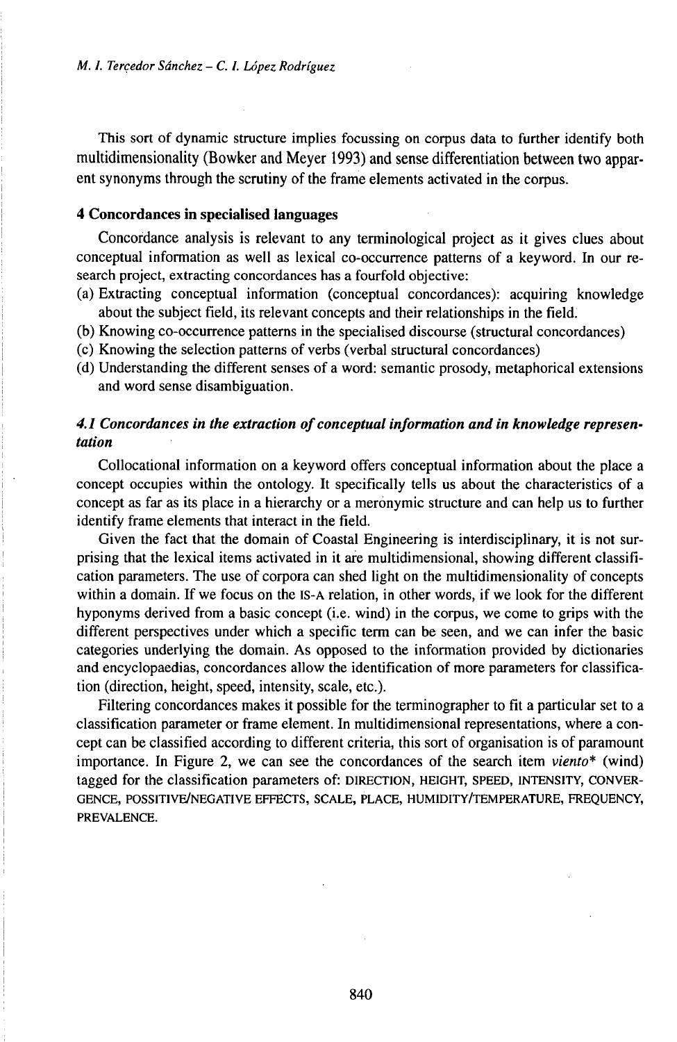This sort of dynamic structure implies focussing on corpus data to further identify both multidimensionality (Bowker and Meyer 1993) and sense differentiation between two apparent synonyms through the scrutiny of the frame elements activated in the corpus.

## 4 Concordances in specialised languages

Concordance analysis is relevant to any terminological project as it gives clues about conceptual information as well as lexical co-occurrence patterns of a keyword. In our research project, extracting concordances has a fourfold objective:

(a) Extracting conceptual information (conceptual concordances): acquiring knowledge about the subject field, its relevant concepts and their relationships in the field.
(b) Knowing co-occurrence patterns in the specialised discourse (structural concordances)
(c) Knowing the selection patterns of verbs (verbal structural concordances)
(d) Understanding the different senses of a word: semantic prosody, metaphorical extensions and word sense disambiguation.

### *4.1 Concordances in the extraction of conceptual information and in knowledge representation*

Collocational information on a keyword offers conceptual information about the place a concept occupies within the ontology. It specifically tells us about the characteristics of a concept as far as its place in a hierarchy or a meronymic structure and can help us to further identify frame elements that interact in the field.

Given the fact that the domain of Coastal Engineering is interdisciplinary, it is not surprising that the lexical items activated in it are multidimensional, showing different classification parameters. The use of corpora can shed light on the multidimensionality of concepts within a domain. If we focus on the IS-A relation, in other words, if we look for the different hyponyms derived from a basic concept (i.e. wind) in the corpus, we come to grips with the different perspectives under which a specific term can be seen, and we can infer the basic categories underlying the domain. As opposed to the information provided by dictionaries and encyclopaedias, concordances allow the identification of more parameters for classification (direction, height, speed, intensity, scale, etc.).

Filtering concordances makes it possible for the terminographer to fit a particular set to a classification parameter or frame element. In multidimensional representations, where a concept can be classified according to different criteria, this sort of organisation is of paramount importance. In Figure 2, we can see the concordances of the search item *viento** (wind) tagged for the classification parameters of: DIRECTION, HEIGHT, SPEED, INTENSITY, CONVERGENCE, POSSITIVE/NEGATIVE EFFECTS, SCALE, PLACE, HUMIDITY/TEMPERATURE, FREQUENCY, PREVALENCE.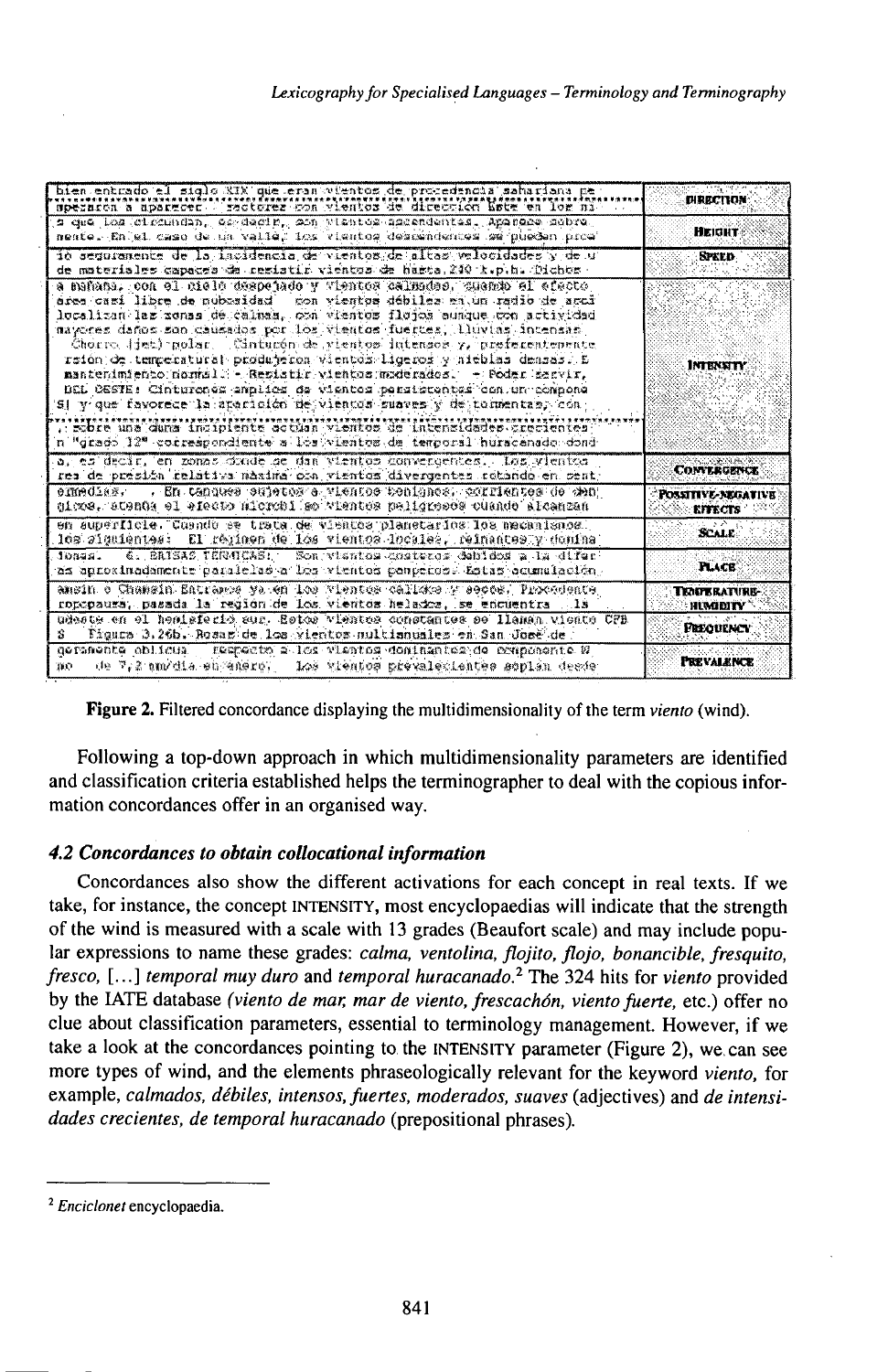| Concordance lines | Parameter |
| --- | --- |
| bien entrado el siglo XIX que eran vientos de procedencia sahariana pe<br>aparecen a aparecer. sectores con vientos de dirección Este en los ni | DIRECTION |
| s que los circundan, es decir, son vientos ascendentes. Aparece sobre<br>mente. En el caso de un valle, los vientos descendentes se pueden prod | HEIGHT |
| lo seguramente de la incidencia de vientos de altas velocidades y de u<br>de materiales capaces de resistir vientos de hasta 240 k.p.h. Dichos | SPEED |
| a mañana, con el cielo despejado y vientos calmados, cuando el efecto<br>área casi libre de nubosidad con vientos débiles en un radio de acci<br>localizan las zonas de calmas, con vientos flojos aunque con actividad<br>mayores daños son causados por los vientos fuertes, lluvias intensas<br>Chorro (jet) polar Cinturón de vientos intensos y, preferentemente<br>rsion de temperatura produjeron vientos ligeros y nieblas densas. E<br>mantenimiento normal - Resistir vientos moderados - Poder servir,<br>DEL OESTE: Cinturones amplios de vientos persistentes con un compone<br>SI y que favorece la aparición de vientos suaves y de tormentas, con<br>sobre una duna incipiente actúan vientos de intensidades crecientes<br>n "grado 12" correspondiente a los vientos de temporal huracanado dond | INTENSITY |
| o, es decir, en zonas donde se dan vientos convergentes. Los vientos<br>res de presión relativa máxima con vientos divergentes rotando en sent | CONVERGENCE |
| ormedias. En cambio están sujetos a vientos benignos, corrientes de den<br>gicos, atenúa el efecto aerobio de vientos peligrosos cuando alcanzan | POSSITIVE-NEGATIVE EFFECTS |
| en superficie. Cuando se trata de vientos planetarios los mecanismos<br>los siguientes: El régimen de los vientos locales, reinantes y domina | SCALE |
| lonas. 6. BRISAS TÉRMICAS: Son vientos costeros debidos a la difer<br>as aproximadamente paralelas a los vientos ponientes. Estas acumulación | PLACE |
| amsin o Chamsin Entraron ya en los vientos cálidos y secos. Procedente<br>ropcpaus, pasada la región de los vientos helados, se encuentra la | TEMPERATURE-HUMIDITY |
| desde en el hemisferio sur. Estos vientos constantes se llaman viento CFB<br>S Figura 3.26b. Rosas de los vientos multianuales en San José de | FREQUENCY |
| geramente oblicua respecto a los vientos dominantes de componente W<br>no de 7,2 km/día en enero. Los vientos prevalecientes soplan desde | PREVALENCE |

**Figure 2.** Filtered concordance displaying the multidimensionality of the term *viento* (wind).

Following a top-down approach in which multidimensionality parameters are identified and classification criteria established helps the terminographer to deal with the copious information concordances offer in an organised way.

### 4.2 Concordances to obtain collocational information

Concordances also show the different activations for each concept in real texts. If we take, for instance, the concept INTENSITY, most encyclopaedias will indicate that the strength of the wind is measured with a scale with 13 grades (Beaufort scale) and may include popular expressions to name these grades: *calma, ventolina, flojito, flojo, bonancible, fresquito, fresco,* [...] *temporal muy duro* and *temporal huracanado.*[2] The 324 hits for *viento* provided by the IATE database *(viento de mar, mar de viento, frescachón, viento fuerte,* etc.) offer no clue about classification parameters, essential to terminology management. However, if we take a look at the concordances pointing to the INTENSITY parameter (Figure 2), we can see more types of wind, and the elements phraseologically relevant for the keyword *viento,* for example, *calmados, débiles, intensos, fuertes, moderados, suaves* (adjectives) and *de intensidades crecientes, de temporal huracanado* (prepositional phrases).

---

[2] *Enciclonet* encyclopaedia.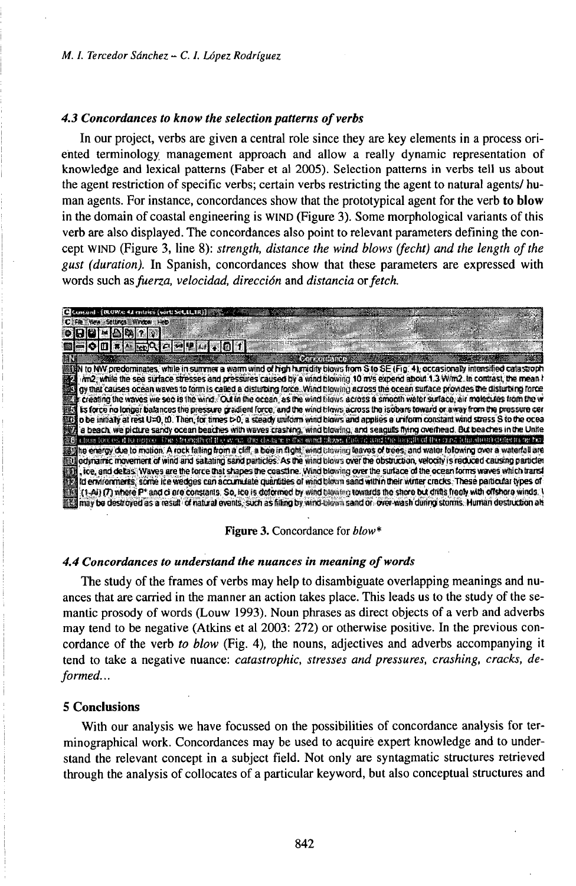### 4.3 Concordances to know the selection patterns of verbs

In our project, verbs are given a central role since they are key elements in a process oriented terminology management approach and allow a really dynamic representation of knowledge and lexical patterns (Faber et al 2005). Selection patterns in verbs tell us about the agent restriction of specific verbs; certain verbs restricting the agent to natural agents/ human agents. For instance, concordances show that the prototypical agent for the verb **to blow** in the domain of coastal engineering is WIND (Figure 3). Some morphological variants of this verb are also displayed. The concordances also point to relevant parameters defining the concept WIND (Figure 3, line 8): *strength, distance the wind blows (fecht) and the length of the gust (duration).* In Spanish, concordances show that these parameters are expressed with words such as *fuerza, velocidad, dirección* and *distancia* or *fetch.*

Figure 3. Concordance for *blow**

### 4.4 Concordances to understand the nuances in meaning of words

The study of the frames of verbs may help to disambiguate overlapping meanings and nuances that are carried in the manner an action takes place. This leads us to the study of the semantic prosody of words (Louw 1993). Noun phrases as direct objects of a verb and adverbs may tend to be negative (Atkins et al 2003: 272) or otherwise positive. In the previous concordance of the verb *to blow* (Fig. 4), the nouns, adjectives and adverbs accompanying it tend to take a negative nuance: *catastrophic, stresses and pressures, crashing, cracks, deformed...*

## 5 Conclusions

With our analysis we have focussed on the possibilities of concordance analysis for terminographical work. Concordances may be used to acquire expert knowledge and to understand the relevant concept in a subject field. Not only are syntagmatic structures retrieved through the analysis of collocates of a particular keyword, but also conceptual structures and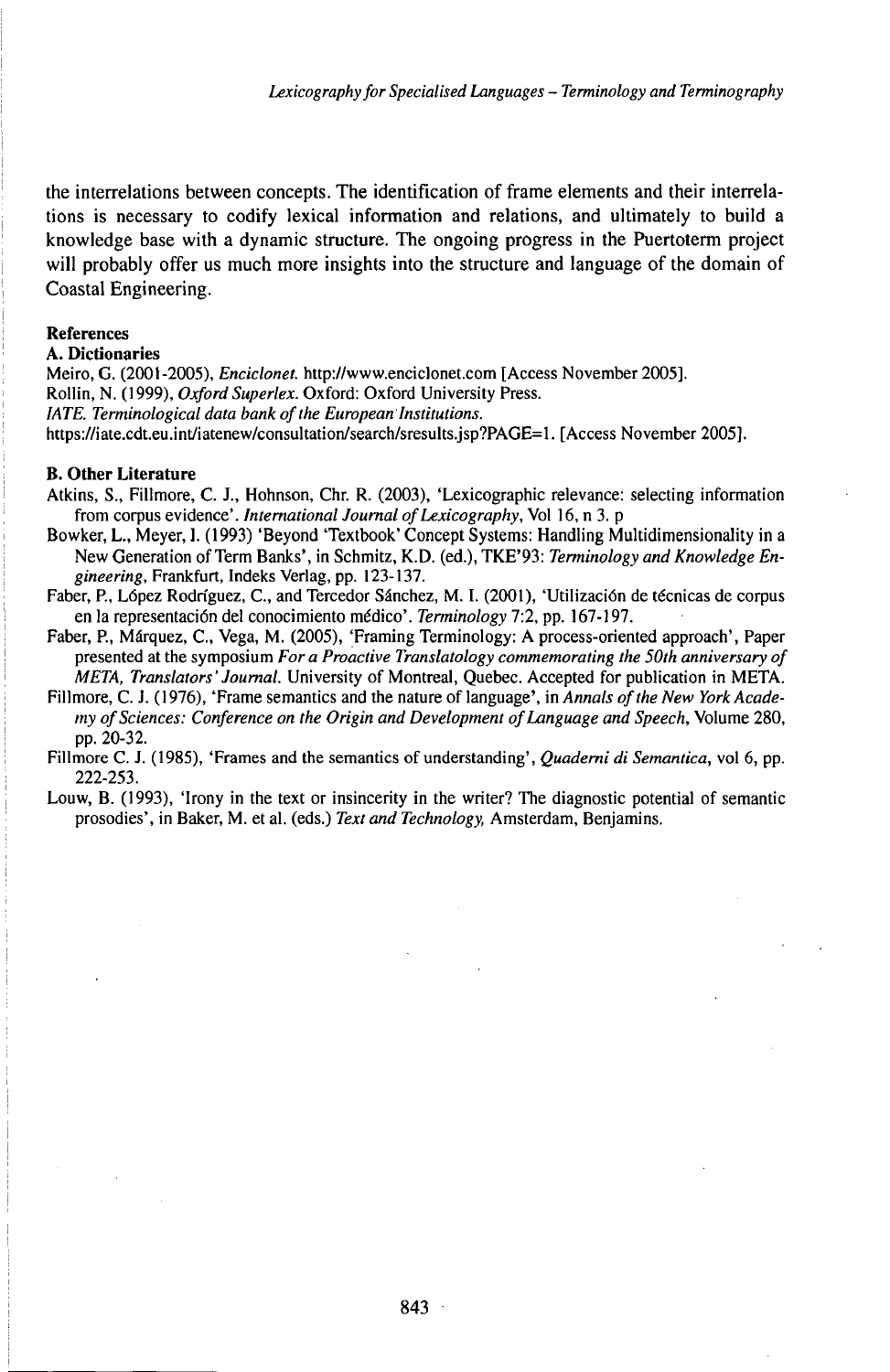the interrelations between concepts. The identification of frame elements and their interrelations is necessary to codify lexical information and relations, and ultimately to build a knowledge base with a dynamic structure. The ongoing progress in the Puertoterm project will probably offer us much more insights into the structure and language of the domain of Coastal Engineering.

## References

### A. Dictionaries

Meiro, G. (2001-2005), *Enciclonet.* http://www.enciclonet.com [Access November 2005].

Rollin, N. (1999), *Oxford Superlex.* Oxford: Oxford University Press.

*IATE. Terminological data bank of the European Institutions.*

https://iate.cdt.eu.int/iatenew/consultation/search/sresults.jsp?PAGE=1. [Access November 2005].

### B. Other Literature

Atkins, S., Fillmore, C. J., Hohnson, Chr. R. (2003), 'Lexicographic relevance: selecting information from corpus evidence'. *International Journal of Lexicography*, Vol 16, n 3. p

Bowker, L., Meyer, I. (1993) 'Beyond 'Textbook' Concept Systems: Handling Multidimensionality in a New Generation of Term Banks', in Schmitz, K.D. (ed.), TKE'93: *Terminology and Knowledge Engineering*, Frankfurt, Indeks Verlag, pp. 123-137.

Faber, P., López Rodríguez, C., and Tercedor Sánchez, M. I. (2001), 'Utilización de técnicas de corpus en la representación del conocimiento médico'. *Terminology* 7:2, pp. 167-197.

Faber, P., Márquez, C., Vega, M. (2005), 'Framing Terminology: A process-oriented approach', Paper presented at the symposium *For a Proactive Translatology commemorating the 50th anniversary of META, Translators' Journal.* University of Montreal, Quebec. Accepted for publication in META.

Fillmore, C. J. (1976), 'Frame semantics and the nature of language', in *Annals of the New York Academy of Sciences: Conference on the Origin and Development of Language and Speech*, Volume 280, pp. 20-32.

Fillmore C. J. (1985), 'Frames and the semantics of understanding', *Quaderni di Semantica*, vol 6, pp. 222-253.

Louw, B. (1993), 'Irony in the text or insincerity in the writer? The diagnostic potential of semantic prosodies', in Baker, M. et al. (eds.) *Text and Technology,* Amsterdam, Benjamins.